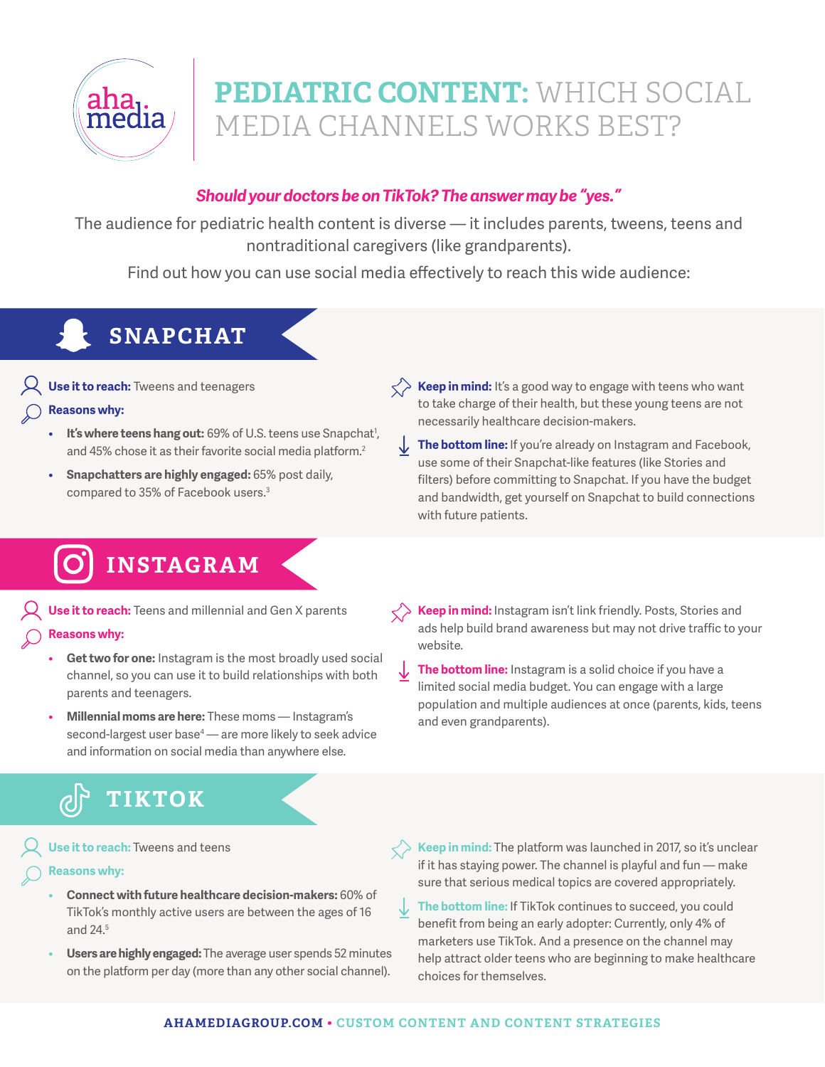aha. media

# PEDIATRIC CONTENT: WHICH SOCIAL MEDIA CHANNELS WORKS BEST?

***Should your doctors be on TikTok? The answer may be "yes."***

The audience for pediatric health content is diverse — it includes parents, tweens, teens and nontraditional caregivers (like grandparents).

Find out how you can use social media effectively to reach this wide audience:

## SNAPCHAT

**Use it to reach:** Tweens and teenagers

**Reasons why:**

- **It's where teens hang out:** 69% of U.S. teens use Snapchat[1], and 45% chose it as their favorite social media platform.[2]
- **Snapchatters are highly engaged:** 65% post daily, compared to 35% of Facebook users.[3]

**Keep in mind:** It's a good way to engage with teens who want to take charge of their health, but these young teens are not necessarily healthcare decision-makers.

**The bottom line:** If you're already on Instagram and Facebook, use some of their Snapchat-like features (like Stories and filters) before committing to Snapchat. If you have the budget and bandwidth, get yourself on Snapchat to build connections with future patients.

## INSTAGRAM

**Use it to reach:** Teens and millennial and Gen X parents

**Reasons why:**

- **Get two for one:** Instagram is the most broadly used social channel, so you can use it to build relationships with both parents and teenagers.
- **Millennial moms are here:** These moms — Instagram's second-largest user base[4] — are more likely to seek advice and information on social media than anywhere else.

**Keep in mind:** Instagram isn't link friendly. Posts, Stories and ads help build brand awareness but may not drive traffic to your website.

**The bottom line:** Instagram is a solid choice if you have a limited social media budget. You can engage with a large population and multiple audiences at once (parents, kids, teens and even grandparents).

## TIKTOK

**Use it to reach:** Tweens and teens

**Reasons why:**

- **Connect with future healthcare decision-makers:** 60% of TikTok's monthly active users are between the ages of 16 and 24.[5]
- **Users are highly engaged:** The average user spends 52 minutes on the platform per day (more than any other social channel).

**Keep in mind:** The platform was launched in 2017, so it's unclear if it has staying power. The channel is playful and fun — make sure that serious medical topics are covered appropriately.

**The bottom line:** If TikTok continues to succeed, you could benefit from being an early adopter: Currently, only 4% of marketers use TikTok. And a presence on the channel may help attract older teens who are beginning to make healthcare choices for themselves.

AHAMEDIAGROUP.COM • CUSTOM CONTENT AND CONTENT STRATEGIES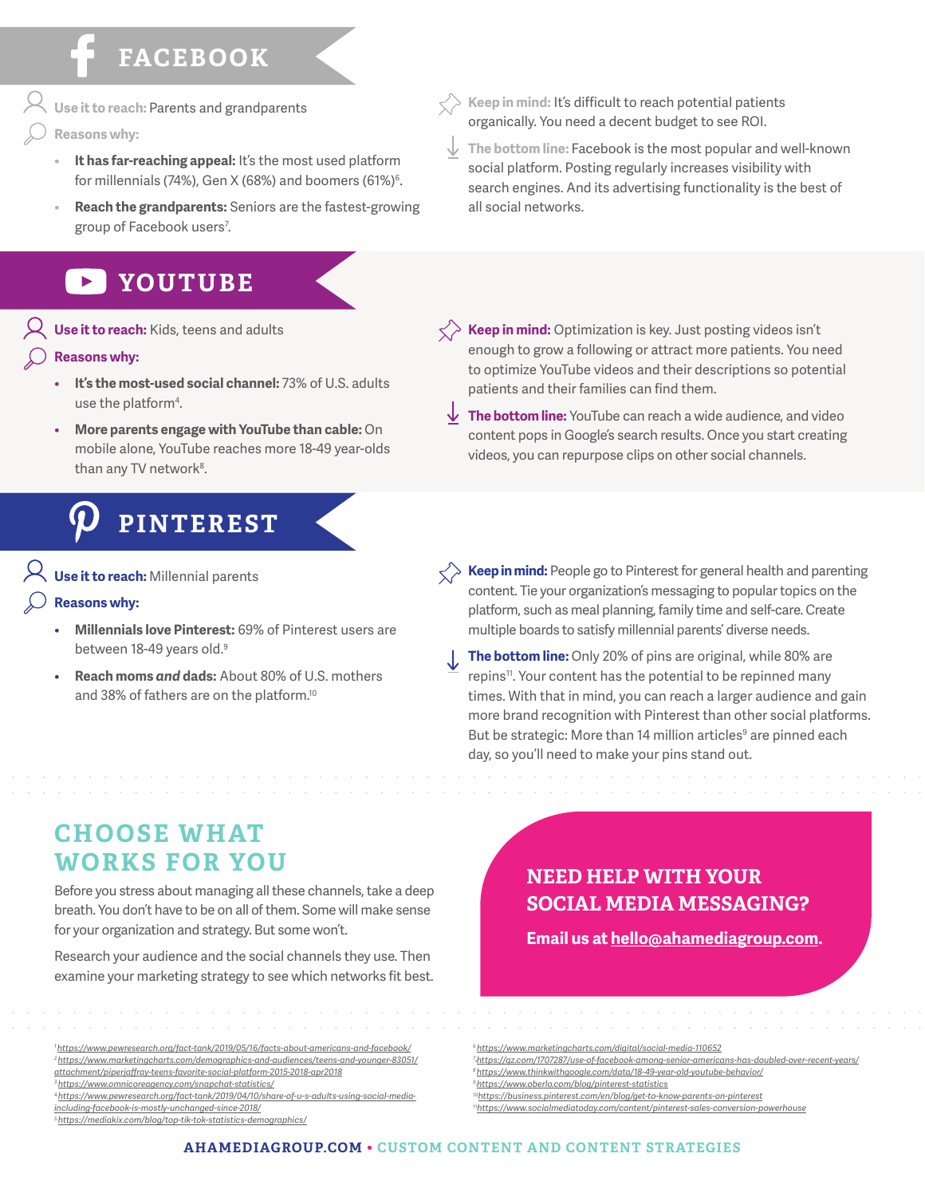## FACEBOOK

**Use it to reach:** Parents and grandparents

**Reasons why:**

- **It has far-reaching appeal:** It's the most used platform for millennials (74%), Gen X (68%) and boomers (61%)[6].
- **Reach the grandparents:** Seniors are the fastest-growing group of Facebook users[7].

**Keep in mind:** It's difficult to reach potential patients organically. You need a decent budget to see ROI.

**The bottom line:** Facebook is the most popular and well-known social platform. Posting regularly increases visibility with search engines. And its advertising functionality is the best of all social networks.

## YOUTUBE

**Use it to reach:** Kids, teens and adults

**Reasons why:**

- **It's the most-used social channel:** 73% of U.S. adults use the platform[4].
- **More parents engage with YouTube than cable:** On mobile alone, YouTube reaches more 18-49 year-olds than any TV network[8].

**Keep in mind:** Optimization is key. Just posting videos isn't enough to grow a following or attract more patients. You need to optimize YouTube videos and their descriptions so potential patients and their families can find them.

**The bottom line:** YouTube can reach a wide audience, and video content pops in Google's search results. Once you start creating videos, you can repurpose clips on other social channels.

## PINTEREST

**Use it to reach:** Millennial parents

**Reasons why:**

- **Millennials love Pinterest:** 69% of Pinterest users are between 18-49 years old.[9]
- **Reach moms *and* dads:** About 80% of U.S. mothers and 38% of fathers are on the platform.[10]

**Keep in mind:** People go to Pinterest for general health and parenting content. Tie your organization's messaging to popular topics on the platform, such as meal planning, family time and self-care. Create multiple boards to satisfy millennial parents' diverse needs.

**The bottom line:** Only 20% of pins are original, while 80% are repins[11]. Your content has the potential to be repinned many times. With that in mind, you can reach a larger audience and gain more brand recognition with Pinterest than other social platforms. But be strategic: More than 14 million articles[9] are pinned each day, so you'll need to make your pins stand out.

## CHOOSE WHAT WORKS FOR YOU

Before you stress about managing all these channels, take a deep breath. You don't have to be on all of them. Some will make sense for your organization and strategy. But some won't.

Research your audience and the social channels they use. Then examine your marketing strategy to see which networks fit best.

**NEED HELP WITH YOUR SOCIAL MEDIA MESSAGING?**

**Email us at hello@ahamediagroup.com.**

[1] https://www.pewresearch.org/fact-tank/2019/05/16/facts-about-americans-and-facebook/
[2] https://www.marketingcharts.com/demographics-and-audiences/teens-and-younger-83051/attachment/piperjaffray-teens-favorite-social-platform-2015-2018-apr2018
[3] https://www.omnicoreagency.com/snapchat-statistics/
[4] https://www.pewresearch.org/fact-tank/2019/04/10/share-of-u-s-adults-using-social-media-including-facebook-is-mostly-unchanged-since-2018/
[5] https://mediakix.com/blog/top-tik-tok-statistics-demographics/
[6] https://www.marketingcharts.com/digital/social-media-110652
[7] https://qz.com/1707287/use-of-facebook-among-senior-americans-has-doubled-over-recent-years/
[8] https://www.thinkwithgoogle.com/data/18-49-year-old-youtube-behavior/
[9] https://www.oberlo.com/blog/pinterest-statistics
[10] https://business.pinterest.com/en/blog/get-to-know-parents-on-pinterest
[11] https://www.socialmediatoday.com/content/pinterest-sales-conversion-powerhouse

AHAMEDIAGROUP.COM • CUSTOM CONTENT AND CONTENT STRATEGIES